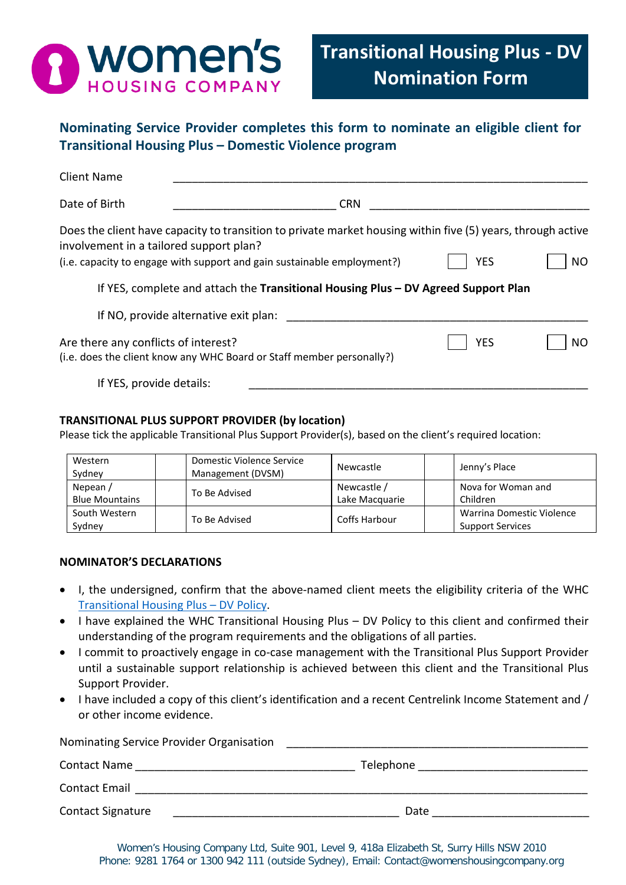women's HOUSING COMPANY

# Transitional Housing Plus - DV Nomination Form

## Nominating Service Provider completes this form to nominate an eligible client for Transitional Housing Plus – Domestic Violence program

Client Name ____________________________________________________________________

Date of Birth ___________________________ CRN ____________________________________

Does the client have capacity to transition to private market housing within five (5) years, through active involvement in a tailored support plan?
(i.e. capacity to engage with support and gain sustainable employment?) ☐ YES ☐ NO

If YES, complete and attach the **Transitional Housing Plus – DV Agreed Support Plan**

If NO, provide alternative exit plan: ____________________________________________________

Are there any conflicts of interest? ☐ YES ☐ NO
(i.e. does the client know any WHC Board or Staff member personally?)

If YES, provide details: ____________________________________________________

**TRANSITIONAL PLUS SUPPORT PROVIDER (by location)**

Please tick the applicable Transitional Plus Support Provider(s), based on the client's required location:

| Western Sydney | | Domestic Violence Service Management (DVSM) | Newcastle | | Jenny's Place |
|---|---|---|---|---|---|
| Nepean / Blue Mountains | | To Be Advised | Newcastle / Lake Macquarie | | Nova for Woman and Children |
| South Western Sydney | | To Be Advised | Coffs Harbour | | Warrina Domestic Violence Support Services |

**NOMINATOR'S DECLARATIONS**

- I, the undersigned, confirm that the above-named client meets the eligibility criteria of the WHC Transitional Housing Plus – DV Policy.
- I have explained the WHC Transitional Housing Plus – DV Policy to this client and confirmed their understanding of the program requirements and the obligations of all parties.
- I commit to proactively engage in co-case management with the Transitional Plus Support Provider until a sustainable support relationship is achieved between this client and the Transitional Plus Support Provider.
- I have included a copy of this client's identification and a recent Centrelink Income Statement and / or other income evidence.

Nominating Service Provider Organisation ____________________________________________

Contact Name ___________________________________ Telephone ___________________________

Contact Email ______________________________________________________________________

Contact Signature ___________________________________ Date ___________________________

Women's Housing Company Ltd, Suite 901, Level 9, 418a Elizabeth St, Surry Hills NSW 2010
Phone: 9281 1764 or 1300 942 111 (outside Sydney), Email: Contact@womenshousingcompany.org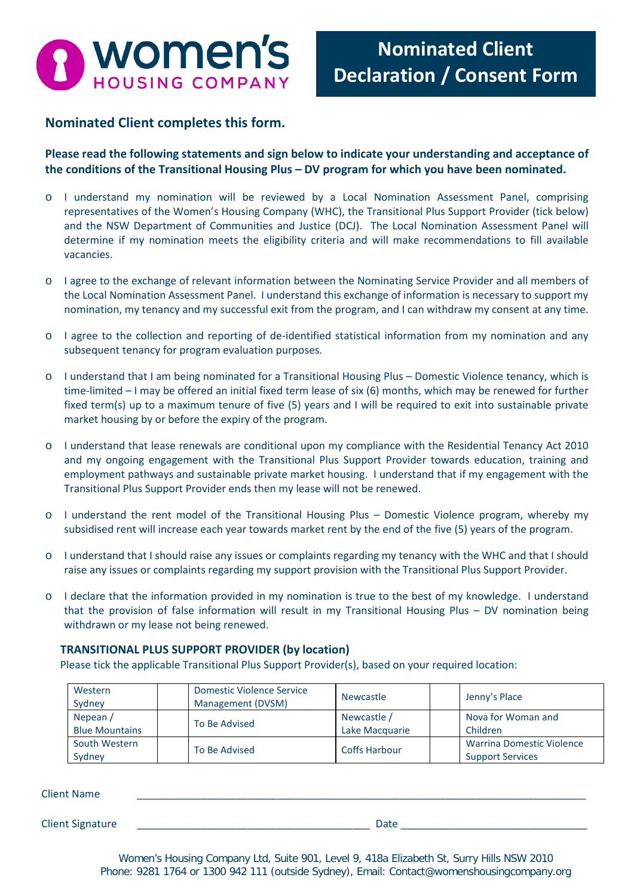**women's** HOUSING COMPANY

# Nominated Client Declaration / Consent Form

## Nominated Client completes this form.

**Please read the following statements and sign below to indicate your understanding and acceptance of the conditions of the Transitional Housing Plus – DV program for which you have been nominated.**

- I understand my nomination will be reviewed by a Local Nomination Assessment Panel, comprising representatives of the Women's Housing Company (WHC), the Transitional Plus Support Provider (tick below) and the NSW Department of Communities and Justice (DCJ). The Local Nomination Assessment Panel will determine if my nomination meets the eligibility criteria and will make recommendations to fill available vacancies.
- I agree to the exchange of relevant information between the Nominating Service Provider and all members of the Local Nomination Assessment Panel. I understand this exchange of information is necessary to support my nomination, my tenancy and my successful exit from the program, and I can withdraw my consent at any time.
- I agree to the collection and reporting of de-identified statistical information from my nomination and any subsequent tenancy for program evaluation purposes.
- I understand that I am being nominated for a Transitional Housing Plus – Domestic Violence tenancy, which is time-limited – I may be offered an initial fixed term lease of six (6) months, which may be renewed for further fixed term(s) up to a maximum tenure of five (5) years and I will be required to exit into sustainable private market housing by or before the expiry of the program.
- I understand that lease renewals are conditional upon my compliance with the Residential Tenancy Act 2010 and my ongoing engagement with the Transitional Plus Support Provider towards education, training and employment pathways and sustainable private market housing. I understand that if my engagement with the Transitional Plus Support Provider ends then my lease will not be renewed.
- I understand the rent model of the Transitional Housing Plus – Domestic Violence program, whereby my subsidised rent will increase each year towards market rent by the end of the five (5) years of the program.
- I understand that I should raise any issues or complaints regarding my tenancy with the WHC and that I should raise any issues or complaints regarding my support provision with the Transitional Plus Support Provider.
- I declare that the information provided in my nomination is true to the best of my knowledge. I understand that the provision of false information will result in my Transitional Housing Plus – DV nomination being withdrawn or my lease not being renewed.

### TRANSITIONAL PLUS SUPPORT PROVIDER (by location)

Please tick the applicable Transitional Plus Support Provider(s), based on your required location:

| Location | Tick | Provider | Location | Tick | Provider |
|---|---|---|---|---|---|
| Western Sydney | | Domestic Violence Service Management (DVSM) | Newcastle | | Jenny's Place |
| Nepean / Blue Mountains | | To Be Advised | Newcastle / Lake Macquarie | | Nova for Woman and Children |
| South Western Sydney | | To Be Advised | Coffs Harbour | | Warrina Domestic Violence Support Services |

Client Name ______________________________________________

Client Signature ______________________________ Date ______________________

Women's Housing Company Ltd, Suite 901, Level 9, 418a Elizabeth St, Surry Hills NSW 2010
Phone: 9281 1764 or 1300 942 111 (outside Sydney), Email: Contact@womenshousingcompany.org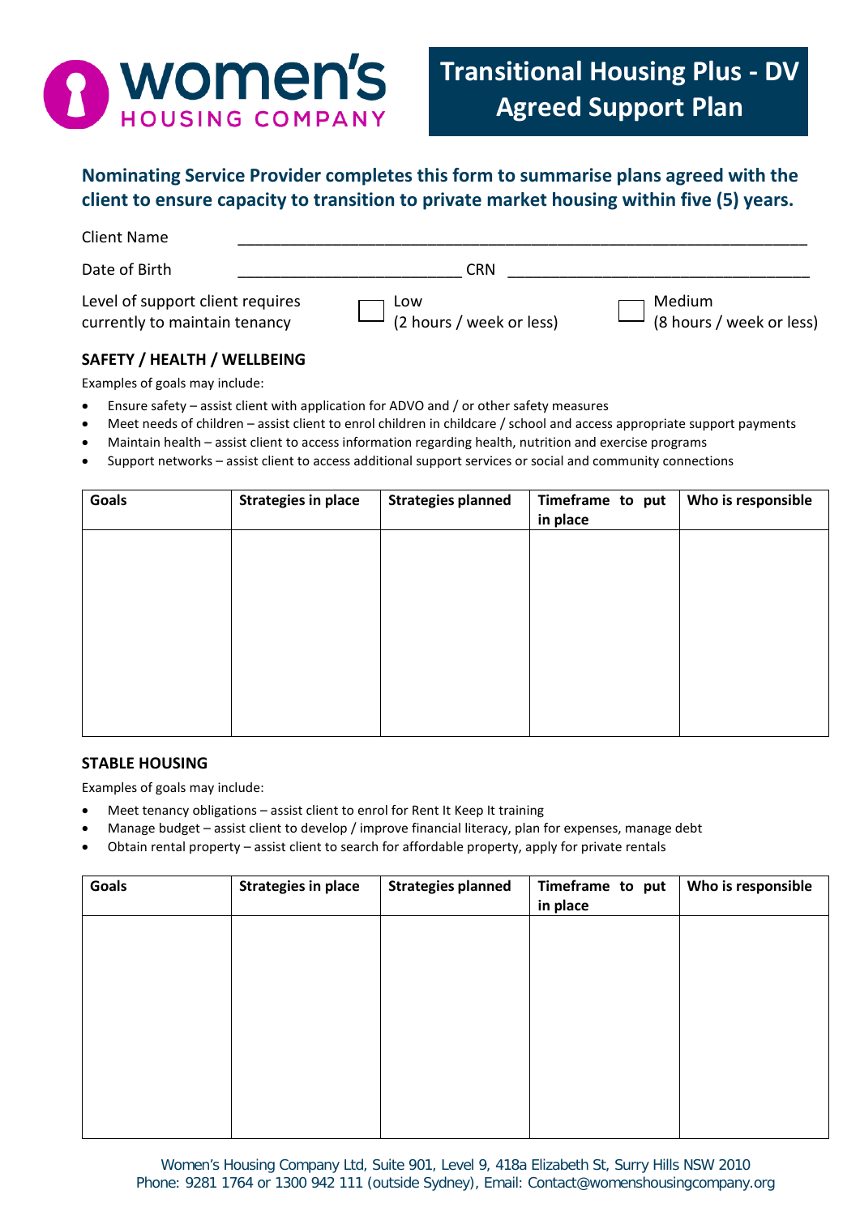women's HOUSING COMPANY

# Transitional Housing Plus - DV Agreed Support Plan

**Nominating Service Provider completes this form to summarise plans agreed with the client to ensure capacity to transition to private market housing within five (5) years.**

Client Name ________________________________________________________________

Date of Birth ___________________________ CRN ____________________________________

Level of support client requires currently to maintain tenancy ☐ Low (2 hours / week or less) ☐ Medium (8 hours / week or less)

### SAFETY / HEALTH / WELLBEING

Examples of goals may include:

- Ensure safety – assist client with application for ADVO and / or other safety measures
- Meet needs of children – assist client to enrol children in childcare / school and access appropriate support payments
- Maintain health – assist client to access information regarding health, nutrition and exercise programs
- Support networks – assist client to access additional support services or social and community connections

| Goals | Strategies in place | Strategies planned | Timeframe to put in place | Who is responsible |
|---|---|---|---|---|
| | | | | |

### STABLE HOUSING

Examples of goals may include:

- Meet tenancy obligations – assist client to enrol for Rent It Keep It training
- Manage budget – assist client to develop / improve financial literacy, plan for expenses, manage debt
- Obtain rental property – assist client to search for affordable property, apply for private rentals

| Goals | Strategies in place | Strategies planned | Timeframe to put in place | Who is responsible |
|---|---|---|---|---|
| | | | | |

Women's Housing Company Ltd, Suite 901, Level 9, 418a Elizabeth St, Surry Hills NSW 2010
Phone: 9281 1764 or 1300 942 111 (outside Sydney), Email: Contact@womenshousingcompany.org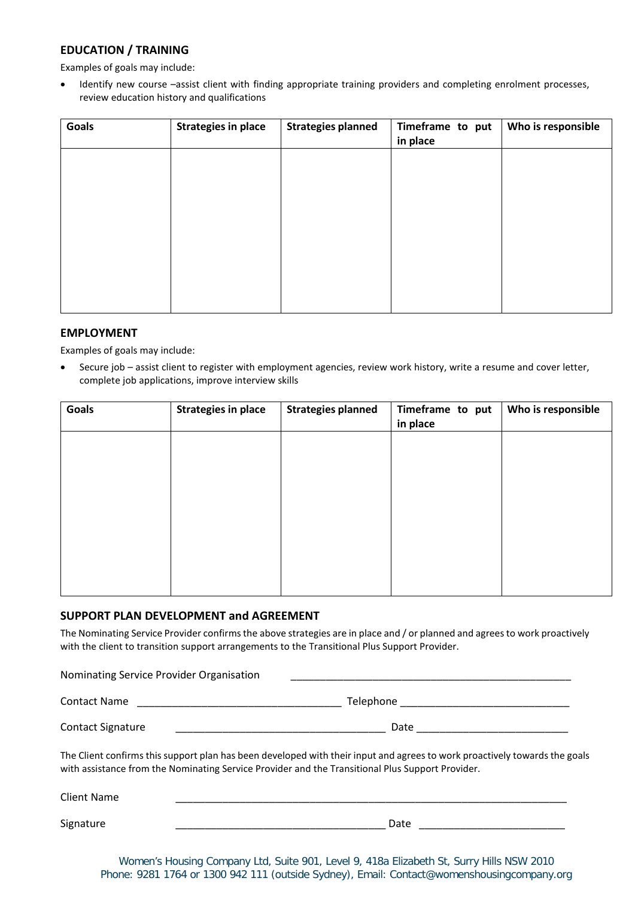## EDUCATION / TRAINING

Examples of goals may include:

- Identify new course –assist client with finding appropriate training providers and completing enrolment processes, review education history and qualifications

| Goals | Strategies in place | Strategies planned | Timeframe to put in place | Who is responsible |
|---|---|---|---|---|
| | | | | |

## EMPLOYMENT

Examples of goals may include:

- Secure job – assist client to register with employment agencies, review work history, write a resume and cover letter, complete job applications, improve interview skills

| Goals | Strategies in place | Strategies planned | Timeframe to put in place | Who is responsible |
|---|---|---|---|---|
| | | | | |

## SUPPORT PLAN DEVELOPMENT and AGREEMENT

The Nominating Service Provider confirms the above strategies are in place and / or planned and agrees to work proactively with the client to transition support arrangements to the Transitional Plus Support Provider.

Nominating Service Provider Organisation ________________________________________________

Contact Name ___________________________________ Telephone _____________________________

Contact Signature ___________________________________ Date __________________________

The Client confirms this support plan has been developed with their input and agrees to work proactively towards the goals with assistance from the Nominating Service Provider and the Transitional Plus Support Provider.

Client Name _____________________________________________________________________

Signature ___________________________________ Date _________________________

Women's Housing Company Ltd, Suite 901, Level 9, 418a Elizabeth St, Surry Hills NSW 2010
Phone: 9281 1764 or 1300 942 111 (outside Sydney), Email: Contact@womenshousingcompany.org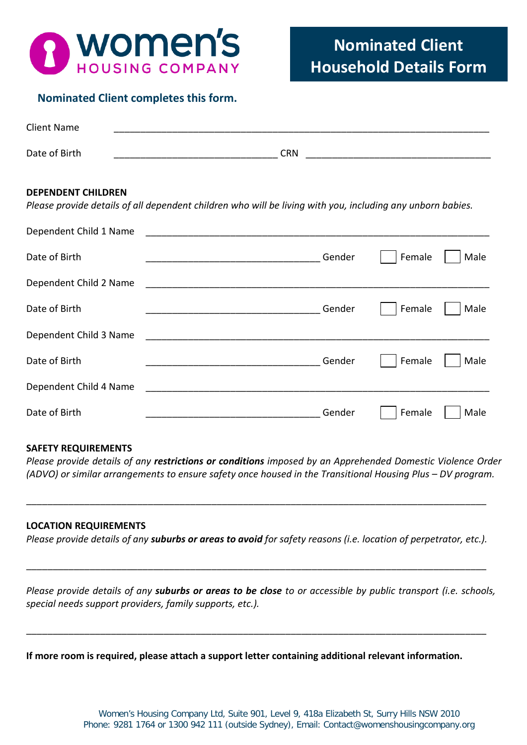women's HOUSING COMPANY

# Nominated Client Household Details Form

**Nominated Client completes this form.**

Client Name ______________________________________________________________________

Date of Birth ______________________________ CRN ________________________________

**DEPENDENT CHILDREN**

*Please provide details of all dependent children who will be living with you, including any unborn babies.*

Dependent Child 1 Name ________________________________________________________________

Date of Birth ________________________________ Gender ☐ Female ☐ Male

Dependent Child 2 Name ________________________________________________________________

Date of Birth ________________________________ Gender ☐ Female ☐ Male

Dependent Child 3 Name ________________________________________________________________

Date of Birth ________________________________ Gender ☐ Female ☐ Male

Dependent Child 4 Name ________________________________________________________________

Date of Birth ________________________________ Gender ☐ Female ☐ Male

**SAFETY REQUIREMENTS**

*Please provide details of any* ***restrictions or conditions*** *imposed by an Apprehended Domestic Violence Order (ADVO) or similar arrangements to ensure safety once housed in the Transitional Housing Plus – DV program.*

______________________________________________________________________________________

**LOCATION REQUIREMENTS**

*Please provide details of any* ***suburbs or areas to avoid*** *for safety reasons (i.e. location of perpetrator, etc.).*

______________________________________________________________________________________

*Please provide details of any* ***suburbs or areas to be close*** *to or accessible by public transport (i.e. schools, special needs support providers, family supports, etc.).*

______________________________________________________________________________________

**If more room is required, please attach a support letter containing additional relevant information.**

Women's Housing Company Ltd, Suite 901, Level 9, 418a Elizabeth St, Surry Hills NSW 2010
Phone: 9281 1764 or 1300 942 111 (outside Sydney), Email: Contact@womenshousingcompany.org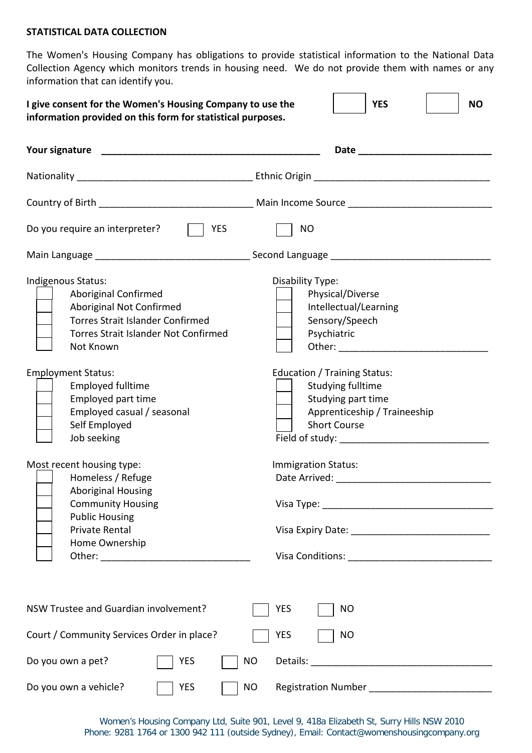**STATISTICAL DATA COLLECTION**

The Women's Housing Company has obligations to provide statistical information to the National Data Collection Agency which monitors trends in housing need. We do not provide them with names or any information that can identify you.

**I give consent for the Women's Housing Company to use the information provided on this form for statistical purposes.** ☐ **YES** ☐ **NO**

**Your signature** ________________________________ **Date** ____________________

Nationality ____________________________ Ethnic Origin ____________________________

Country of Birth ________________________ Main Income Source ______________________

Do you require an interpreter? ☐ YES ☐ NO

Main Language ________________________ Second Language _________________________

Indigenous Status:
- ☐ Aboriginal Confirmed
- ☐ Aboriginal Not Confirmed
- ☐ Torres Strait Islander Confirmed
- ☐ Torres Strait Islander Not Confirmed
- ☐ Not Known

Disability Type:
- ☐ Physical/Diverse
- ☐ Intellectual/Learning
- ☐ Sensory/Speech
- ☐ Psychiatric
- ☐ Other: ________________________

Employment Status:
- ☐ Employed fulltime
- ☐ Employed part time
- ☐ Employed casual / seasonal
- ☐ Self Employed
- ☐ Job seeking

Education / Training Status:
- ☐ Studying fulltime
- ☐ Studying part time
- ☐ Apprenticeship / Traineeship
- ☐ Short Course

Field of study: ________________________

Most recent housing type:
- ☐ Homeless / Refuge
- ☐ Aboriginal Housing
- ☐ Community Housing
- ☐ Public Housing
- ☐ Private Rental
- ☐ Home Ownership
- ☐ Other: ________________________

Immigration Status:

Date Arrived: ________________________

Visa Type: ________________________

Visa Expiry Date: ________________________

Visa Conditions: ________________________

NSW Trustee and Guardian involvement? ☐ YES ☐ NO

Court / Community Services Order in place? ☐ YES ☐ NO

Do you own a pet? ☐ YES ☐ NO Details: ________________________

Do you own a vehicle? ☐ YES ☐ NO Registration Number ____________________

Women's Housing Company Ltd, Suite 901, Level 9, 418a Elizabeth St, Surry Hills NSW 2010
Phone: 9281 1764 or 1300 942 111 (outside Sydney), Email: Contact@womenshousingcompany.org